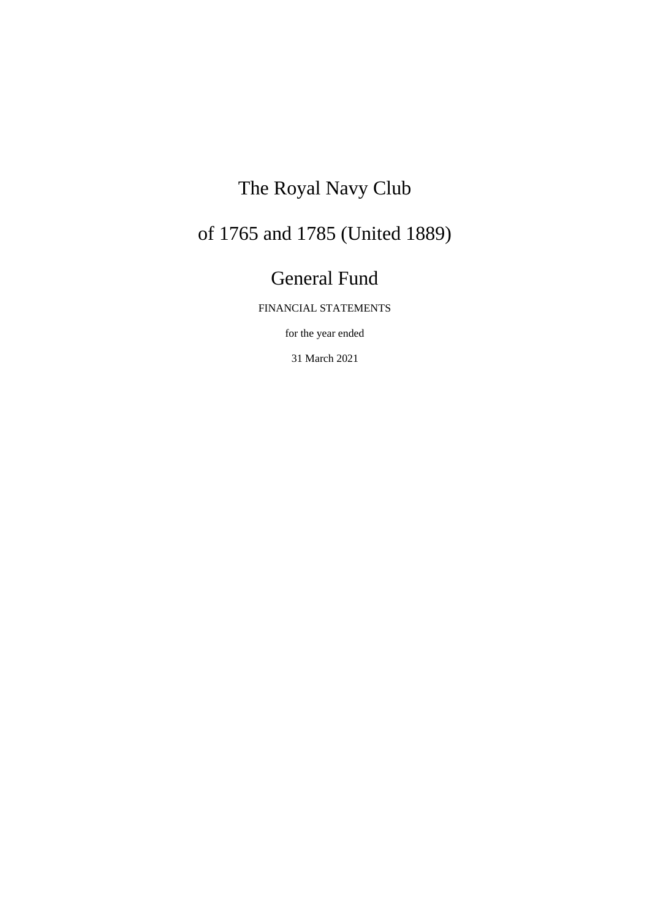# The Royal Navy Club

# of 1765 and 1785 (United 1889)

# General Fund

FINANCIAL STATEMENTS

for the year ended

31 March 2021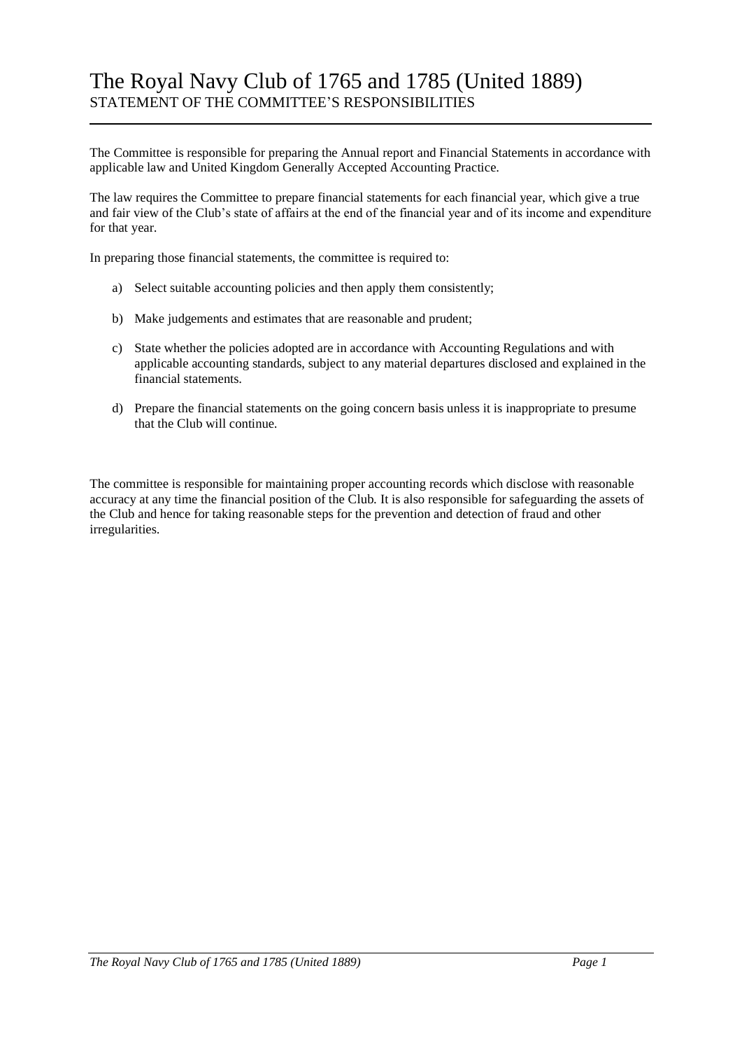# The Royal Navy Club of 1765 and 1785 (United 1889)

## STATEMENT OF THE COMMITTEE'S RESPONSIBILITIES

The Committee is responsible for preparing the Annual report and Financial Statements in accordance with applicable law and United Kingdom Generally Accepted Accounting Practice.

The law requires the Committee to prepare financial statements for each financial year, which give a true and fair view of the Club's state of affairs at the end of the financial year and of its income and expenditure for that year.

In preparing those financial statements, the committee is required to:

a) Select suitable accounting policies and then apply them consistently;

b) Make judgements and estimates that are reasonable and prudent;

c) State whether the policies adopted are in accordance with Accounting Regulations and with applicable accounting standards, subject to any material departures disclosed and explained in the financial statements.

d) Prepare the financial statements on the going concern basis unless it is inappropriate to presume that the Club will continue.

The committee is responsible for maintaining proper accounting records which disclose with reasonable accuracy at any time the financial position of the Club. It is also responsible for safeguarding the assets of the Club and hence for taking reasonable steps for the prevention and detection of fraud and other irregularities.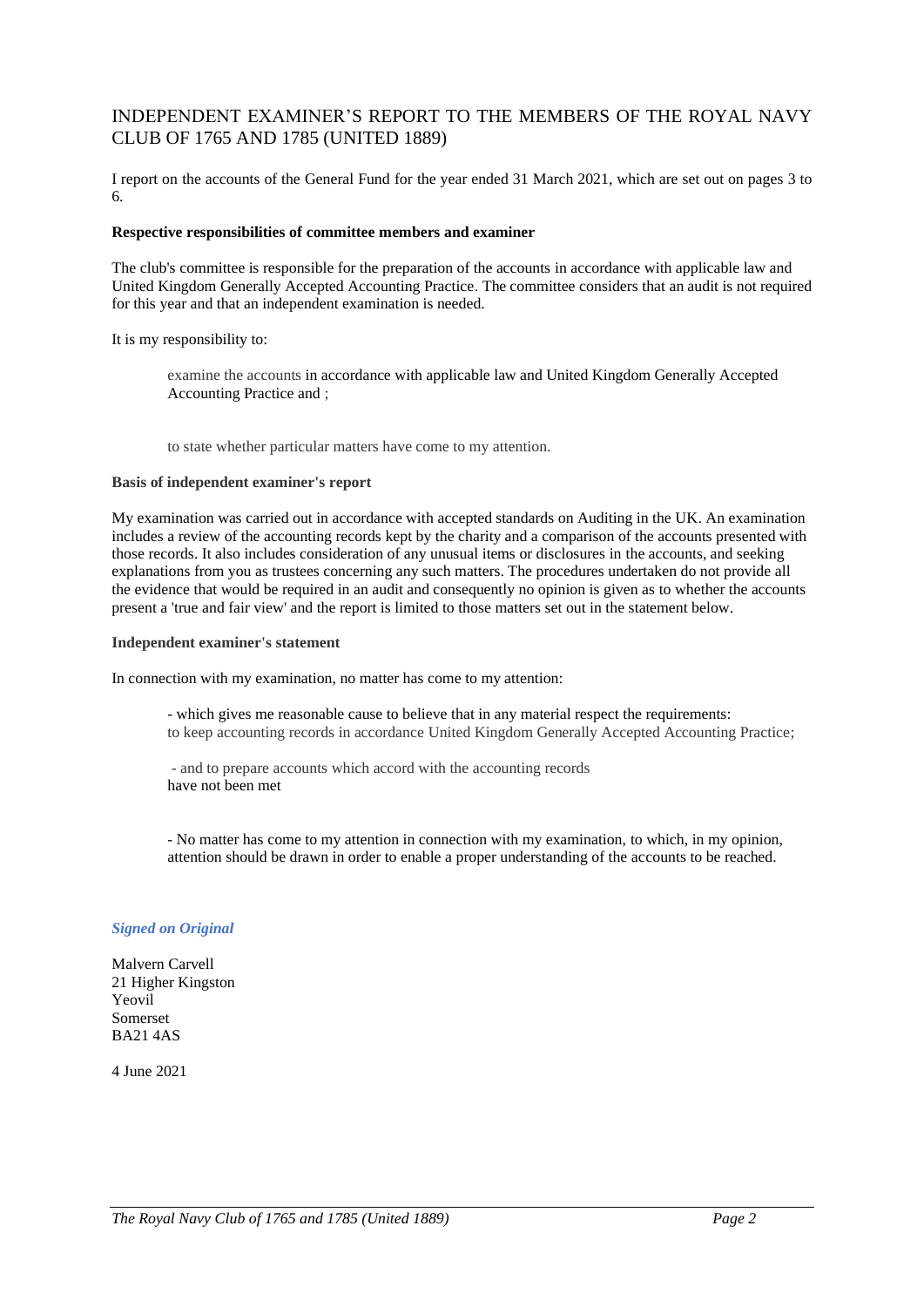# INDEPENDENT EXAMINER'S REPORT TO THE MEMBERS OF THE ROYAL NAVY CLUB OF 1765 AND 1785 (UNITED 1889)

I report on the accounts of the General Fund for the year ended 31 March 2021, which are set out on pages 3 to 6.

**Respective responsibilities of committee members and examiner**

The club's committee is responsible for the preparation of the accounts in accordance with applicable law and United Kingdom Generally Accepted Accounting Practice. The committee considers that an audit is not required for this year and that an independent examination is needed.

It is my responsibility to:

> examine the accounts in accordance with applicable law and United Kingdom Generally Accepted Accounting Practice and ;
>
> to state whether particular matters have come to my attention.

**Basis of independent examiner's report**

My examination was carried out in accordance with accepted standards on Auditing in the UK. An examination includes a review of the accounting records kept by the charity and a comparison of the accounts presented with those records. It also includes consideration of any unusual items or disclosures in the accounts, and seeking explanations from you as trustees concerning any such matters. The procedures undertaken do not provide all the evidence that would be required in an audit and consequently no opinion is given as to whether the accounts present a 'true and fair view' and the report is limited to those matters set out in the statement below.

**Independent examiner's statement**

In connection with my examination, no matter has come to my attention:

> - which gives me reasonable cause to believe that in any material respect the requirements:
> to keep accounting records in accordance United Kingdom Generally Accepted Accounting Practice;
>
> - and to prepare accounts which accord with the accounting records
> have not been met
>
> - No matter has come to my attention in connection with my examination, to which, in my opinion, attention should be drawn in order to enable a proper understanding of the accounts to be reached.

***Signed on Original***

Malvern Carvell
21 Higher Kingston
Yeovil
Somerset
BA21 4AS

4 June 2021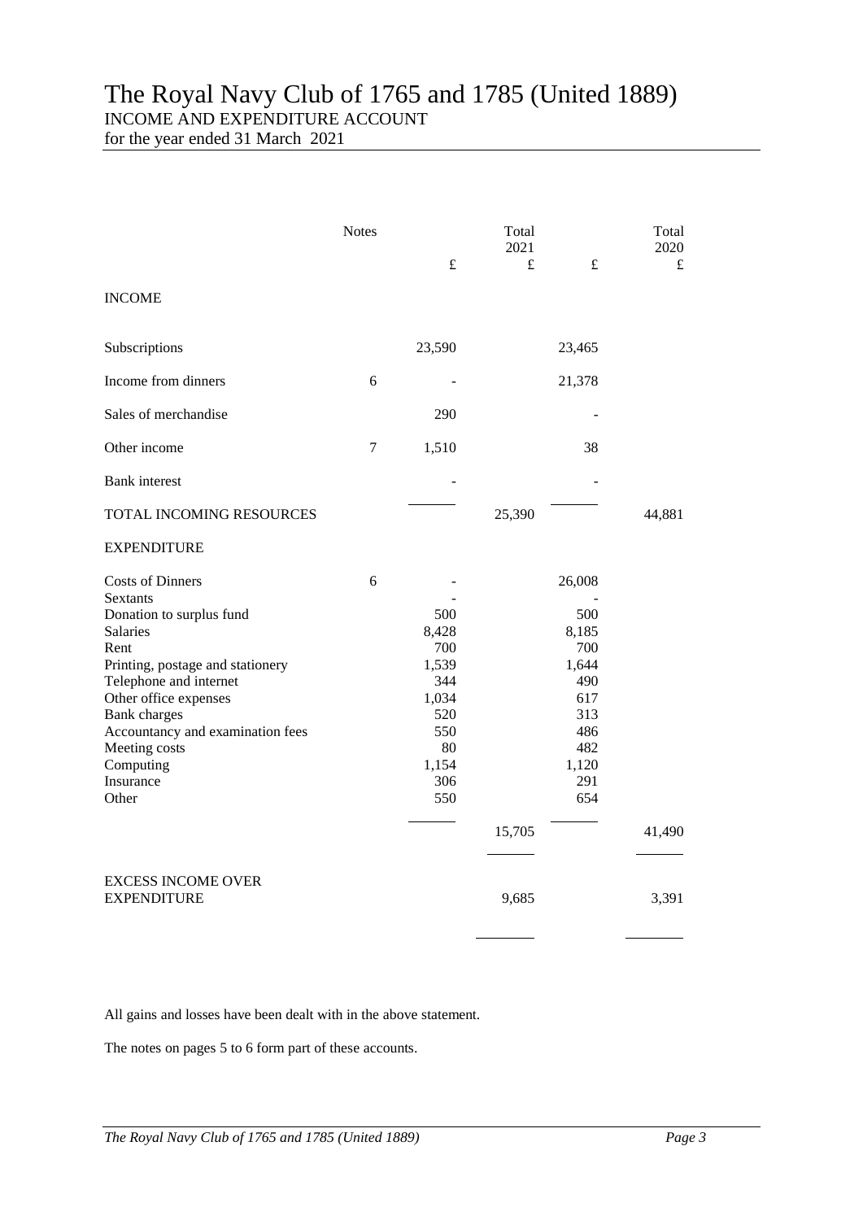# The Royal Navy Club of 1765 and 1785 (United 1889)

INCOME AND EXPENDITURE ACCOUNT

for the year ended 31 March 2021

| | Notes | £ | Total 2021 £ | £ | Total 2020 £ |
|---|---|---|---|---|---|
| **INCOME** | | | | | |
| Subscriptions | | 23,590 | | 23,465 | |
| Income from dinners | 6 | - | | 21,378 | |
| Sales of merchandise | | 290 | | - | |
| Other income | 7 | 1,510 | | 38 | |
| Bank interest | | - | | - | |
| TOTAL INCOMING RESOURCES | | | 25,390 | | 44,881 |
| **EXPENDITURE** | | | | | |
| Costs of Dinners | 6 | - | | 26,008 | |
| Sextants | | - | | - | |
| Donation to surplus fund | | 500 | | 500 | |
| Salaries | | 8,428 | | 8,185 | |
| Rent | | 700 | | 700 | |
| Printing, postage and stationery | | 1,539 | | 1,644 | |
| Telephone and internet | | 344 | | 490 | |
| Other office expenses | | 1,034 | | 617 | |
| Bank charges | | 520 | | 313 | |
| Accountancy and examination fees | | 550 | | 486 | |
| Meeting costs | | 80 | | 482 | |
| Computing | | 1,154 | | 1,120 | |
| Insurance | | 306 | | 291 | |
| Other | | 550 | | 654 | |
| | | | 15,705 | | 41,490 |
| EXCESS INCOME OVER EXPENDITURE | | | 9,685 | | 3,391 |

All gains and losses have been dealt with in the above statement.

The notes on pages 5 to 6 form part of these accounts.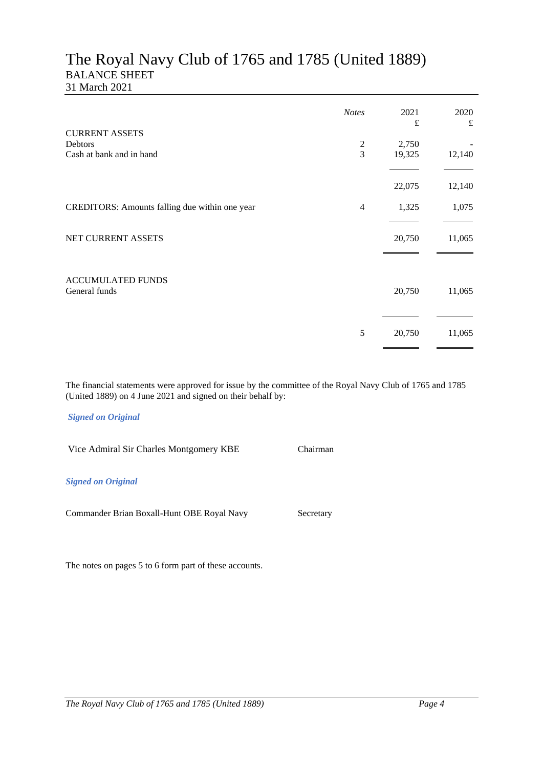# The Royal Navy Club of 1765 and 1785 (United 1889)

## BALANCE SHEET

31 March 2021

| | *Notes* | 2021<br>£ | 2020<br>£ |
|---|---|---|---|
| CURRENT ASSETS | | | |
| Debtors | 2 | 2,750 | - |
| Cash at bank and in hand | 3 | 19,325 | 12,140 |
| | | 22,075 | 12,140 |
| CREDITORS: Amounts falling due within one year | 4 | 1,325 | 1,075 |
| NET CURRENT ASSETS | | 20,750 | 11,065 |
| ACCUMULATED FUNDS | | | |
| General funds | | 20,750 | 11,065 |
| | 5 | 20,750 | 11,065 |

The financial statements were approved for issue by the committee of the Royal Navy Club of 1765 and 1785 (United 1889) on 4 June 2021 and signed on their behalf by:

***Signed on Original***

Vice Admiral Sir Charles Montgomery KBE Chairman

***Signed on Original***

Commander Brian Boxall-Hunt OBE Royal Navy Secretary

The notes on pages 5 to 6 form part of these accounts.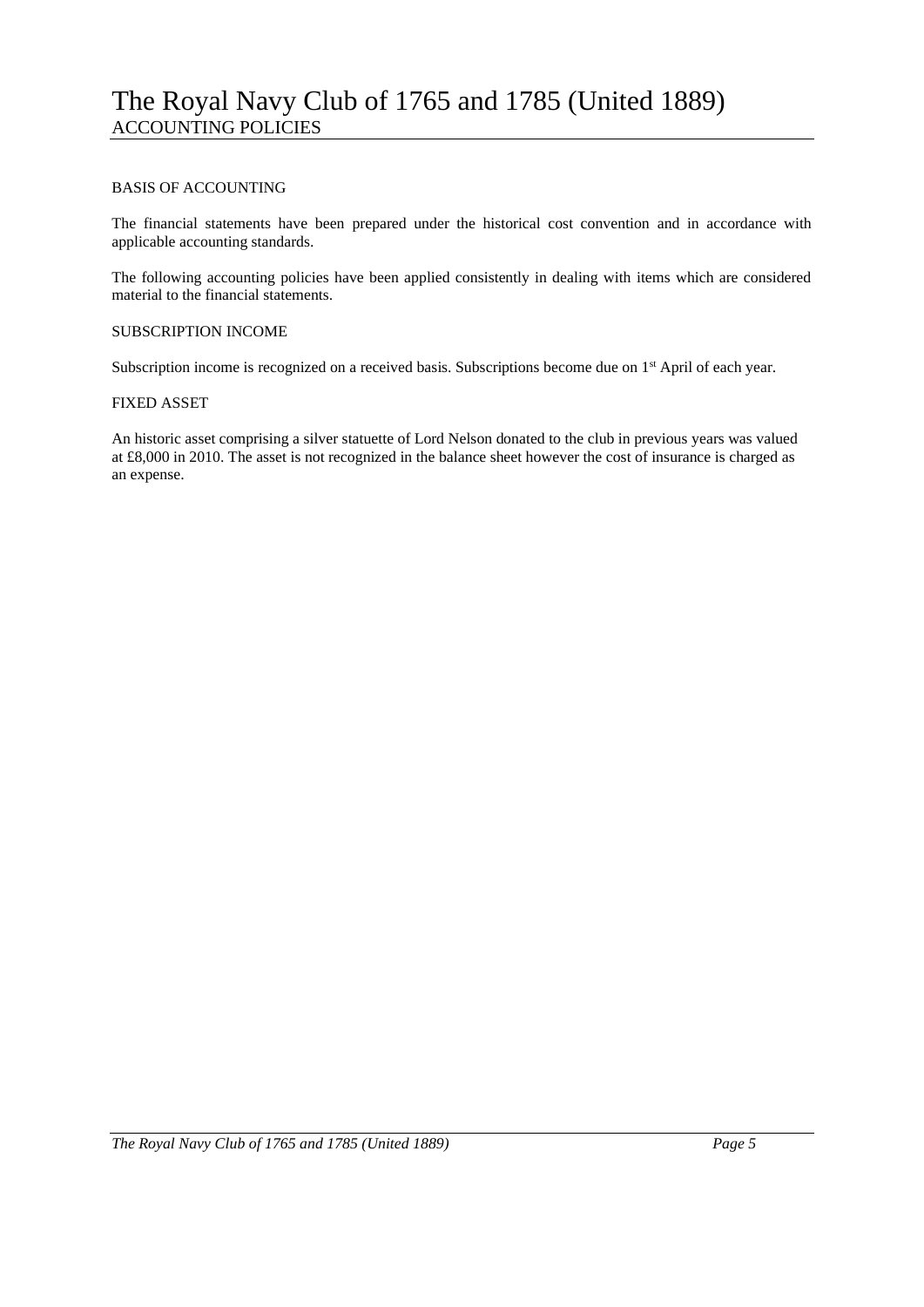# The Royal Navy Club of 1765 and 1785 (United 1889)

## ACCOUNTING POLICIES

### BASIS OF ACCOUNTING

The financial statements have been prepared under the historical cost convention and in accordance with applicable accounting standards.

The following accounting policies have been applied consistently in dealing with items which are considered material to the financial statements.

### SUBSCRIPTION INCOME

Subscription income is recognized on a received basis. Subscriptions become due on 1st April of each year.

### FIXED ASSET

An historic asset comprising a silver statuette of Lord Nelson donated to the club in previous years was valued at £8,000 in 2010. The asset is not recognized in the balance sheet however the cost of insurance is charged as an expense.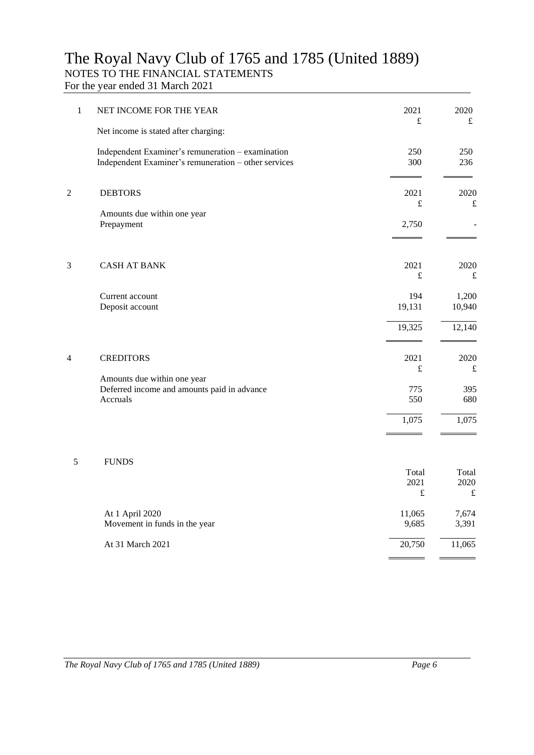# The Royal Navy Club of 1765 and 1785 (United 1889)

## NOTES TO THE FINANCIAL STATEMENTS

For the year ended 31 March 2021

**1 NET INCOME FOR THE YEAR**

| | 2021 | 2020 |
|---|---|---|
| | £ | £ |
| Net income is stated after charging: | | |
| Independent Examiner's remuneration – examination | 250 | 250 |
| Independent Examiner's remuneration – other services | 300 | 236 |

**2 DEBTORS**

| | 2021 | 2020 |
|---|---|---|
| | £ | £ |
| Amounts due within one year | | |
| Prepayment | 2,750 | - |

**3 CASH AT BANK**

| | 2021 | 2020 |
|---|---|---|
| | £ | £ |
| Current account | 194 | 1,200 |
| Deposit account | 19,131 | 10,940 |
| | 19,325 | 12,140 |

**4 CREDITORS**

| | 2021 | 2020 |
|---|---|---|
| | £ | £ |
| Amounts due within one year | | |
| Deferred income and amounts paid in advance | 775 | 395 |
| Accruals | 550 | 680 |
| | 1,075 | 1,075 |

**5 FUNDS**

| | Total 2021 | Total 2020 |
|---|---|---|
| | £ | £ |
| At 1 April 2020 | 11,065 | 7,674 |
| Movement in funds in the year | 9,685 | 3,391 |
| At 31 March 2021 | 20,750 | 11,065 |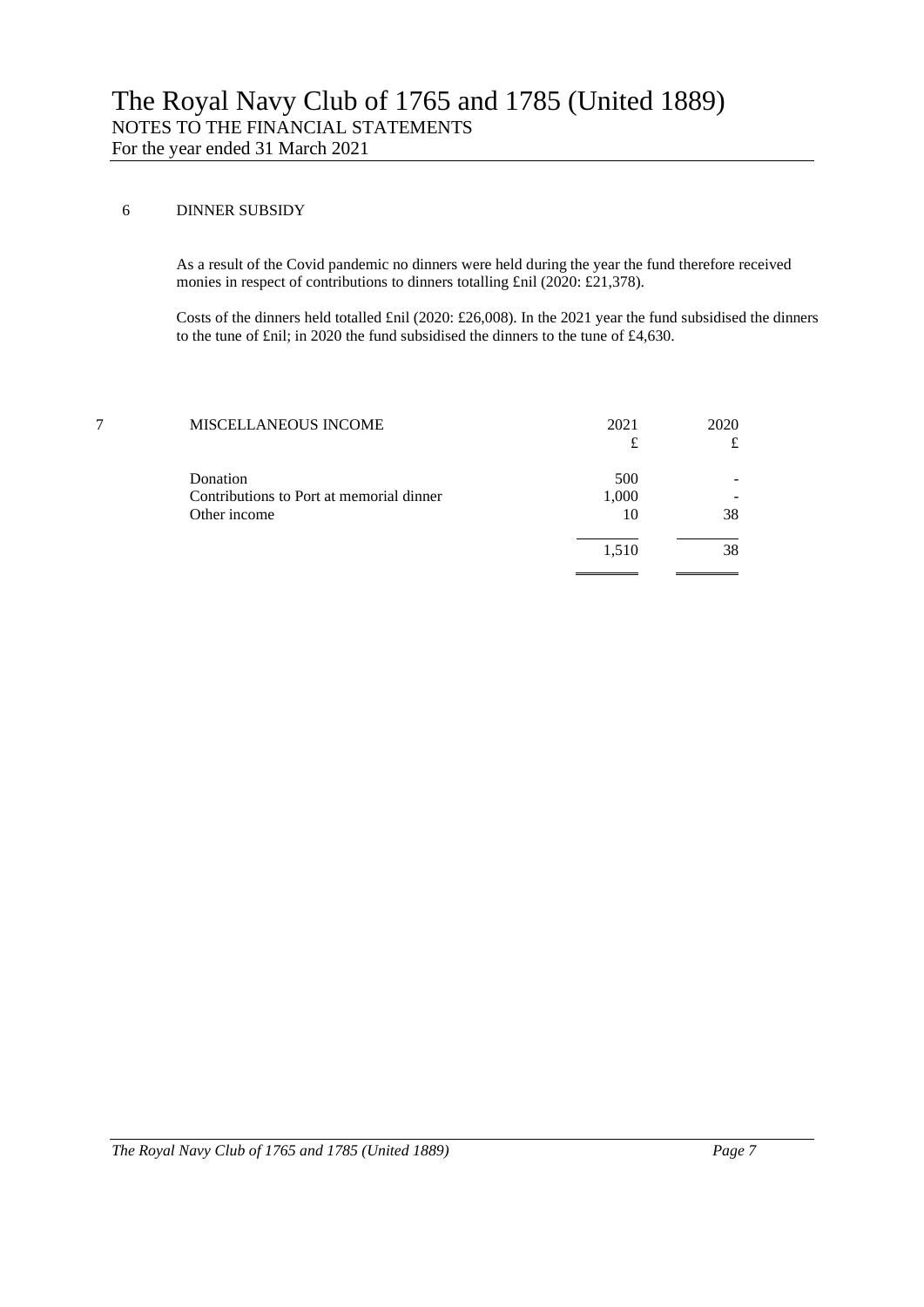# The Royal Navy Club of 1765 and 1785 (United 1889)

NOTES TO THE FINANCIAL STATEMENTS

For the year ended 31 March 2021

## 6 DINNER SUBSIDY

As a result of the Covid pandemic no dinners were held during the year the fund therefore received monies in respect of contributions to dinners totalling £nil (2020: £21,378).

Costs of the dinners held totalled £nil (2020: £26,008). In the 2021 year the fund subsidised the dinners to the tune of £nil; in 2020 the fund subsidised the dinners to the tune of £4,630.

## 7 MISCELLANEOUS INCOME

| | 2021 £ | 2020 £ |
|---|---|---|
| Donation | 500 | - |
| Contributions to Port at memorial dinner | 1,000 | - |
| Other income | 10 | 38 |
| | 1,510 | 38 |